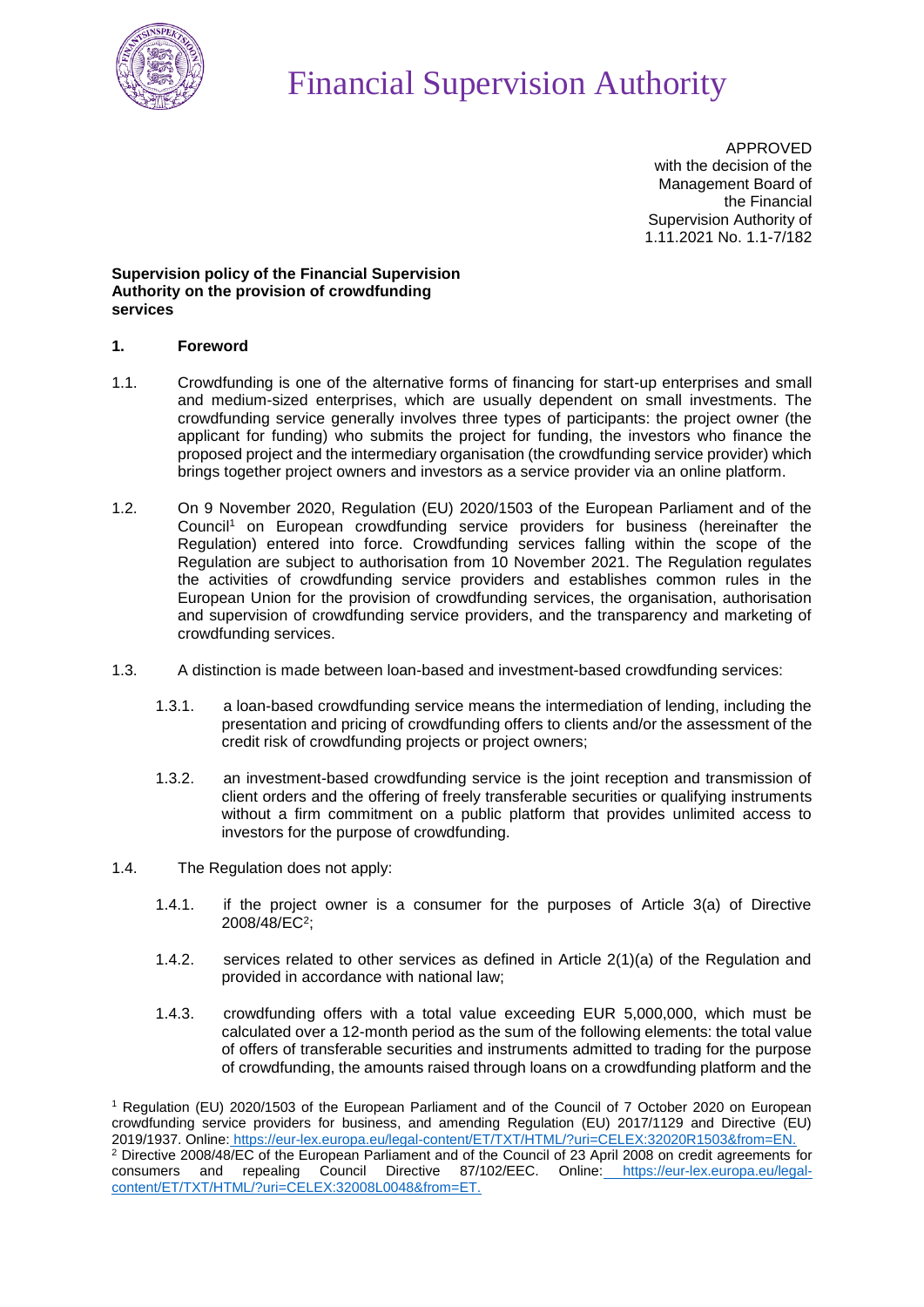# Financial Supervision Authority

APPROVED
with the decision of the
Management Board of
the Financial
Supervision Authority of
1.11.2021 No. 1.1-7/182

**Supervision policy of the Financial Supervision Authority on the provision of crowdfunding services**

## 1. Foreword

1.1. Crowdfunding is one of the alternative forms of financing for start-up enterprises and small and medium-sized enterprises, which are usually dependent on small investments. The crowdfunding service generally involves three types of participants: the project owner (the applicant for funding) who submits the project for funding, the investors who finance the proposed project and the intermediary organisation (the crowdfunding service provider) which brings together project owners and investors as a service provider via an online platform.

1.2. On 9 November 2020, Regulation (EU) 2020/1503 of the European Parliament and of the Council[1] on European crowdfunding service providers for business (hereinafter the Regulation) entered into force. Crowdfunding services falling within the scope of the Regulation are subject to authorisation from 10 November 2021. The Regulation regulates the activities of crowdfunding service providers and establishes common rules in the European Union for the provision of crowdfunding services, the organisation, authorisation and supervision of crowdfunding service providers, and the transparency and marketing of crowdfunding services.

1.3. A distinction is made between loan-based and investment-based crowdfunding services:

1.3.1. a loan-based crowdfunding service means the intermediation of lending, including the presentation and pricing of crowdfunding offers to clients and/or the assessment of the credit risk of crowdfunding projects or project owners;

1.3.2. an investment-based crowdfunding service is the joint reception and transmission of client orders and the offering of freely transferable securities or qualifying instruments without a firm commitment on a public platform that provides unlimited access to investors for the purpose of crowdfunding.

1.4. The Regulation does not apply:

1.4.1. if the project owner is a consumer for the purposes of Article 3(a) of Directive 2008/48/EC[2];

1.4.2. services related to other services as defined in Article 2(1)(a) of the Regulation and provided in accordance with national law;

1.4.3. crowdfunding offers with a total value exceeding EUR 5,000,000, which must be calculated over a 12-month period as the sum of the following elements: the total value of offers of transferable securities and instruments admitted to trading for the purpose of crowdfunding, the amounts raised through loans on a crowdfunding platform and the

[1] Regulation (EU) 2020/1503 of the European Parliament and of the Council of 7 October 2020 on European crowdfunding service providers for business, and amending Regulation (EU) 2017/1129 and Directive (EU) 2019/1937. Online: https://eur-lex.europa.eu/legal-content/ET/TXT/HTML/?uri=CELEX:32020R1503&from=EN.

[2] Directive 2008/48/EC of the European Parliament and of the Council of 23 April 2008 on credit agreements for consumers and repealing Council Directive 87/102/EEC. Online: https://eur-lex.europa.eu/legal-content/ET/TXT/HTML/?uri=CELEX:32008L0048&from=ET.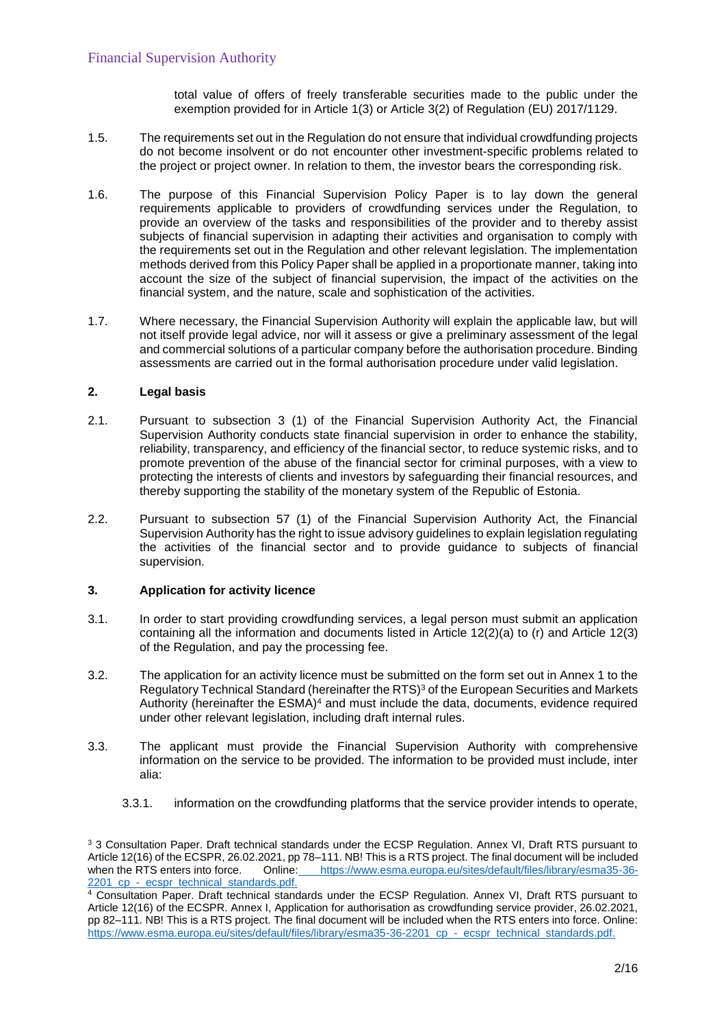total value of offers of freely transferable securities made to the public under the exemption provided for in Article 1(3) or Article 3(2) of Regulation (EU) 2017/1129.

1.5. The requirements set out in the Regulation do not ensure that individual crowdfunding projects do not become insolvent or do not encounter other investment-specific problems related to the project or project owner. In relation to them, the investor bears the corresponding risk.

1.6. The purpose of this Financial Supervision Policy Paper is to lay down the general requirements applicable to providers of crowdfunding services under the Regulation, to provide an overview of the tasks and responsibilities of the provider and to thereby assist subjects of financial supervision in adapting their activities and organisation to comply with the requirements set out in the Regulation and other relevant legislation. The implementation methods derived from this Policy Paper shall be applied in a proportionate manner, taking into account the size of the subject of financial supervision, the impact of the activities on the financial system, and the nature, scale and sophistication of the activities.

1.7. Where necessary, the Financial Supervision Authority will explain the applicable law, but will not itself provide legal advice, nor will it assess or give a preliminary assessment of the legal and commercial solutions of a particular company before the authorisation procedure. Binding assessments are carried out in the formal authorisation procedure under valid legislation.

## 2. Legal basis

2.1. Pursuant to subsection 3 (1) of the Financial Supervision Authority Act, the Financial Supervision Authority conducts state financial supervision in order to enhance the stability, reliability, transparency, and efficiency of the financial sector, to reduce systemic risks, and to promote prevention of the abuse of the financial sector for criminal purposes, with a view to protecting the interests of clients and investors by safeguarding their financial resources, and thereby supporting the stability of the monetary system of the Republic of Estonia.

2.2. Pursuant to subsection 57 (1) of the Financial Supervision Authority Act, the Financial Supervision Authority has the right to issue advisory guidelines to explain legislation regulating the activities of the financial sector and to provide guidance to subjects of financial supervision.

## 3. Application for activity licence

3.1. In order to start providing crowdfunding services, a legal person must submit an application containing all the information and documents listed in Article 12(2)(a) to (r) and Article 12(3) of the Regulation, and pay the processing fee.

3.2. The application for an activity licence must be submitted on the form set out in Annex 1 to the Regulatory Technical Standard (hereinafter the RTS)[3] of the European Securities and Markets Authority (hereinafter the ESMA)[4] and must include the data, documents, evidence required under other relevant legislation, including draft internal rules.

3.3. The applicant must provide the Financial Supervision Authority with comprehensive information on the service to be provided. The information to be provided must include, inter alia:

3.3.1. information on the crowdfunding platforms that the service provider intends to operate,

[3] 3 Consultation Paper. Draft technical standards under the ECSP Regulation. Annex VI, Draft RTS pursuant to Article 12(16) of the ECSPR, 26.02.2021, pp 78–111. NB! This is a RTS project. The final document will be included when the RTS enters into force. Online: https://www.esma.europa.eu/sites/default/files/library/esma35-36-2201_cp_-_ecspr_technical_standards.pdf.

[4] Consultation Paper. Draft technical standards under the ECSP Regulation. Annex VI, Draft RTS pursuant to Article 12(16) of the ECSPR. Annex I, Application for authorisation as crowdfunding service provider, 26.02.2021, pp 82–111. NB! This is a RTS project. The final document will be included when the RTS enters into force. Online: https://www.esma.europa.eu/sites/default/files/library/esma35-36-2201_cp_-_ecspr_technical_standards.pdf.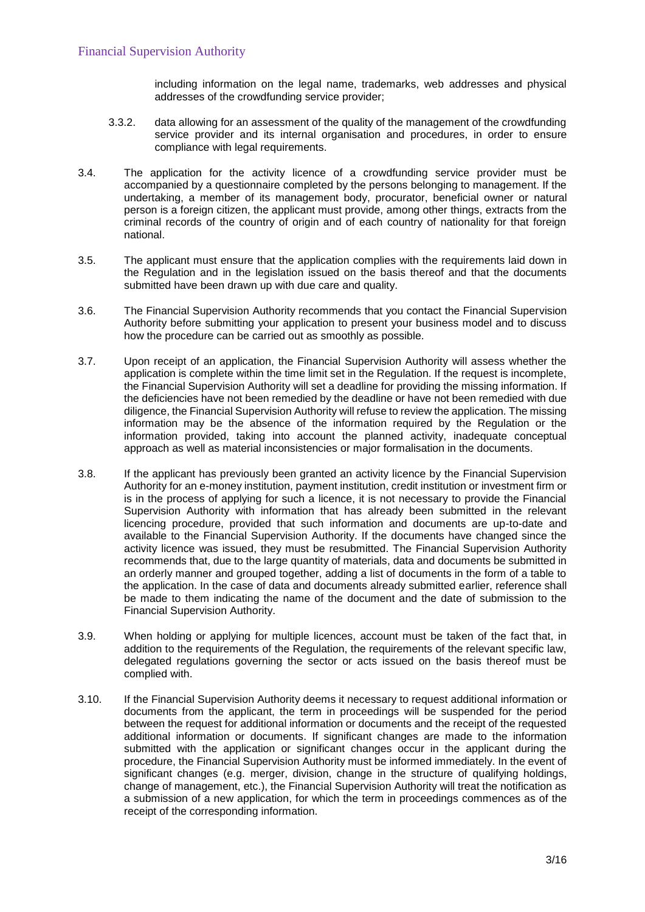including information on the legal name, trademarks, web addresses and physical addresses of the crowdfunding service provider;

3.3.2. data allowing for an assessment of the quality of the management of the crowdfunding service provider and its internal organisation and procedures, in order to ensure compliance with legal requirements.

3.4. The application for the activity licence of a crowdfunding service provider must be accompanied by a questionnaire completed by the persons belonging to management. If the undertaking, a member of its management body, procurator, beneficial owner or natural person is a foreign citizen, the applicant must provide, among other things, extracts from the criminal records of the country of origin and of each country of nationality for that foreign national.

3.5. The applicant must ensure that the application complies with the requirements laid down in the Regulation and in the legislation issued on the basis thereof and that the documents submitted have been drawn up with due care and quality.

3.6. The Financial Supervision Authority recommends that you contact the Financial Supervision Authority before submitting your application to present your business model and to discuss how the procedure can be carried out as smoothly as possible.

3.7. Upon receipt of an application, the Financial Supervision Authority will assess whether the application is complete within the time limit set in the Regulation. If the request is incomplete, the Financial Supervision Authority will set a deadline for providing the missing information. If the deficiencies have not been remedied by the deadline or have not been remedied with due diligence, the Financial Supervision Authority will refuse to review the application. The missing information may be the absence of the information required by the Regulation or the information provided, taking into account the planned activity, inadequate conceptual approach as well as material inconsistencies or major formalisation in the documents.

3.8. If the applicant has previously been granted an activity licence by the Financial Supervision Authority for an e-money institution, payment institution, credit institution or investment firm or is in the process of applying for such a licence, it is not necessary to provide the Financial Supervision Authority with information that has already been submitted in the relevant licencing procedure, provided that such information and documents are up-to-date and available to the Financial Supervision Authority. If the documents have changed since the activity licence was issued, they must be resubmitted. The Financial Supervision Authority recommends that, due to the large quantity of materials, data and documents be submitted in an orderly manner and grouped together, adding a list of documents in the form of a table to the application. In the case of data and documents already submitted earlier, reference shall be made to them indicating the name of the document and the date of submission to the Financial Supervision Authority.

3.9. When holding or applying for multiple licences, account must be taken of the fact that, in addition to the requirements of the Regulation, the requirements of the relevant specific law, delegated regulations governing the sector or acts issued on the basis thereof must be complied with.

3.10. If the Financial Supervision Authority deems it necessary to request additional information or documents from the applicant, the term in proceedings will be suspended for the period between the request for additional information or documents and the receipt of the requested additional information or documents. If significant changes are made to the information submitted with the application or significant changes occur in the applicant during the procedure, the Financial Supervision Authority must be informed immediately. In the event of significant changes (e.g. merger, division, change in the structure of qualifying holdings, change of management, etc.), the Financial Supervision Authority will treat the notification as a submission of a new application, for which the term in proceedings commences as of the receipt of the corresponding information.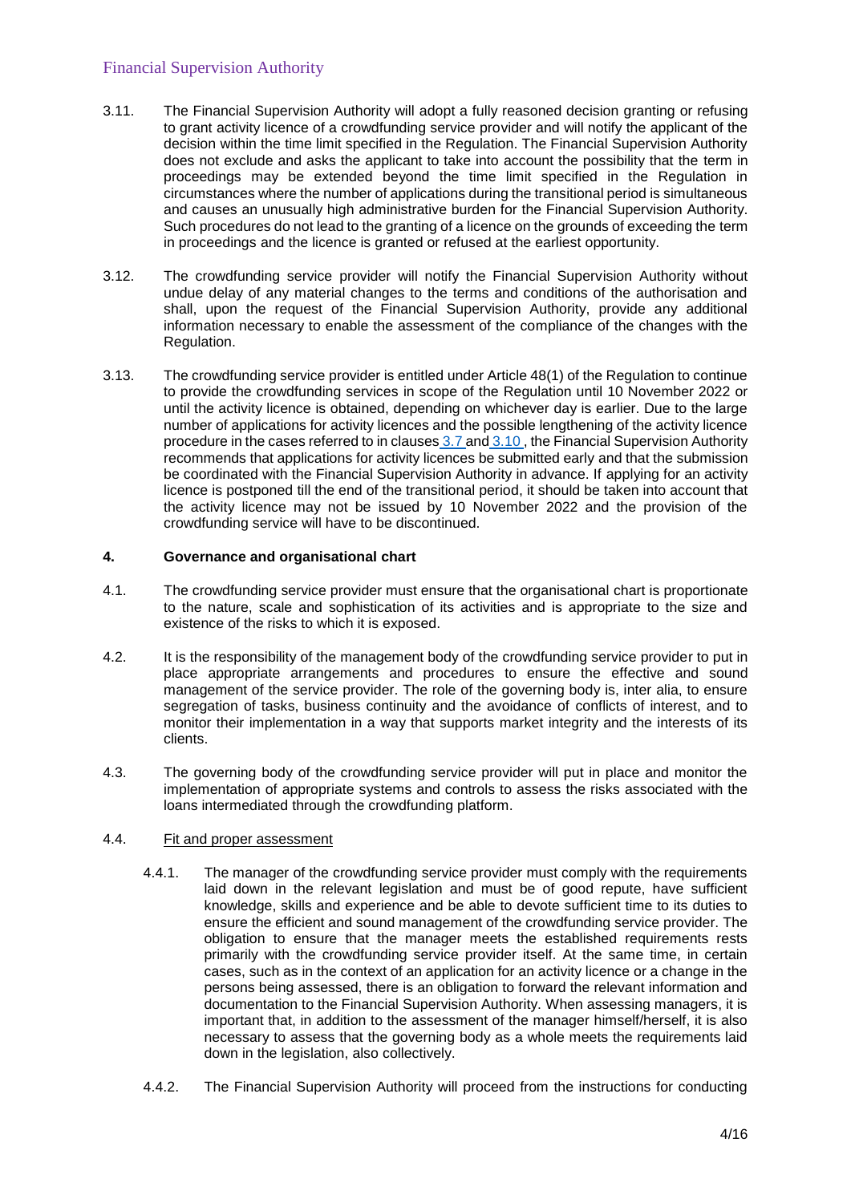3.11. The Financial Supervision Authority will adopt a fully reasoned decision granting or refusing to grant activity licence of a crowdfunding service provider and will notify the applicant of the decision within the time limit specified in the Regulation. The Financial Supervision Authority does not exclude and asks the applicant to take into account the possibility that the term in proceedings may be extended beyond the time limit specified in the Regulation in circumstances where the number of applications during the transitional period is simultaneous and causes an unusually high administrative burden for the Financial Supervision Authority. Such procedures do not lead to the granting of a licence on the grounds of exceeding the term in proceedings and the licence is granted or refused at the earliest opportunity.

3.12. The crowdfunding service provider will notify the Financial Supervision Authority without undue delay of any material changes to the terms and conditions of the authorisation and shall, upon the request of the Financial Supervision Authority, provide any additional information necessary to enable the assessment of the compliance of the changes with the Regulation.

3.13. The crowdfunding service provider is entitled under Article 48(1) of the Regulation to continue to provide the crowdfunding services in scope of the Regulation until 10 November 2022 or until the activity licence is obtained, depending on whichever day is earlier. Due to the large number of applications for activity licences and the possible lengthening of the activity licence procedure in the cases referred to in clauses 3.7 and 3.10 , the Financial Supervision Authority recommends that applications for activity licences be submitted early and that the submission be coordinated with the Financial Supervision Authority in advance. If applying for an activity licence is postponed till the end of the transitional period, it should be taken into account that the activity licence may not be issued by 10 November 2022 and the provision of the crowdfunding service will have to be discontinued.

## 4. Governance and organisational chart

4.1. The crowdfunding service provider must ensure that the organisational chart is proportionate to the nature, scale and sophistication of its activities and is appropriate to the size and existence of the risks to which it is exposed.

4.2. It is the responsibility of the management body of the crowdfunding service provider to put in place appropriate arrangements and procedures to ensure the effective and sound management of the service provider. The role of the governing body is, inter alia, to ensure segregation of tasks, business continuity and the avoidance of conflicts of interest, and to monitor their implementation in a way that supports market integrity and the interests of its clients.

4.3. The governing body of the crowdfunding service provider will put in place and monitor the implementation of appropriate systems and controls to assess the risks associated with the loans intermediated through the crowdfunding platform.

4.4. Fit and proper assessment

4.4.1. The manager of the crowdfunding service provider must comply with the requirements laid down in the relevant legislation and must be of good repute, have sufficient knowledge, skills and experience and be able to devote sufficient time to its duties to ensure the efficient and sound management of the crowdfunding service provider. The obligation to ensure that the manager meets the established requirements rests primarily with the crowdfunding service provider itself. At the same time, in certain cases, such as in the context of an application for an activity licence or a change in the persons being assessed, there is an obligation to forward the relevant information and documentation to the Financial Supervision Authority. When assessing managers, it is important that, in addition to the assessment of the manager himself/herself, it is also necessary to assess that the governing body as a whole meets the requirements laid down in the legislation, also collectively.

4.4.2. The Financial Supervision Authority will proceed from the instructions for conducting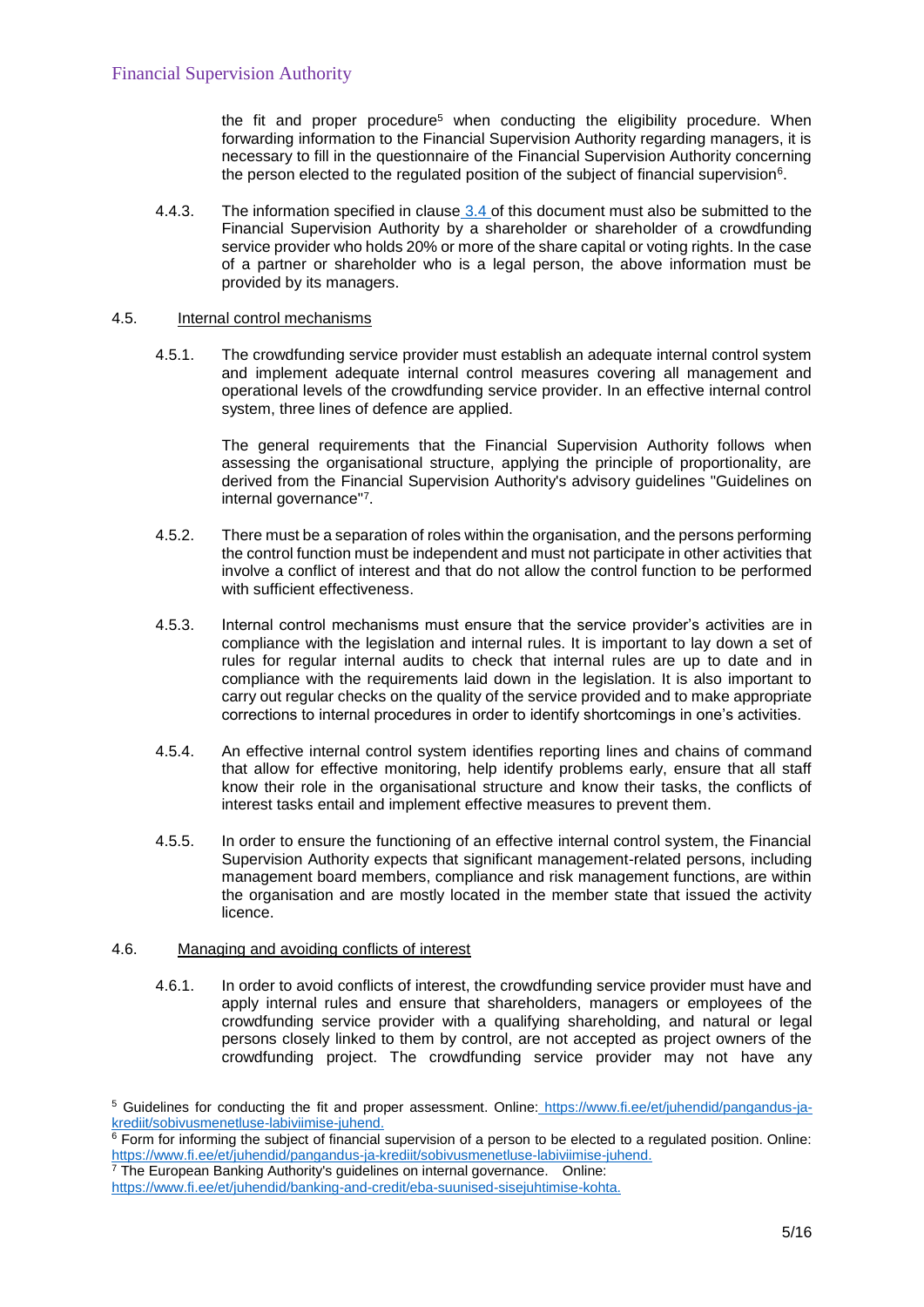the fit and proper procedure[5] when conducting the eligibility procedure. When forwarding information to the Financial Supervision Authority regarding managers, it is necessary to fill in the questionnaire of the Financial Supervision Authority concerning the person elected to the regulated position of the subject of financial supervision[6].

4.4.3. The information specified in clause 3.4 of this document must also be submitted to the Financial Supervision Authority by a shareholder or shareholder of a crowdfunding service provider who holds 20% or more of the share capital or voting rights. In the case of a partner or shareholder who is a legal person, the above information must be provided by its managers.

## 4.5. Internal control mechanisms

4.5.1. The crowdfunding service provider must establish an adequate internal control system and implement adequate internal control measures covering all management and operational levels of the crowdfunding service provider. In an effective internal control system, three lines of defence are applied.

The general requirements that the Financial Supervision Authority follows when assessing the organisational structure, applying the principle of proportionality, are derived from the Financial Supervision Authority's advisory guidelines "Guidelines on internal governance"[7].

4.5.2. There must be a separation of roles within the organisation, and the persons performing the control function must be independent and must not participate in other activities that involve a conflict of interest and that do not allow the control function to be performed with sufficient effectiveness.

4.5.3. Internal control mechanisms must ensure that the service provider's activities are in compliance with the legislation and internal rules. It is important to lay down a set of rules for regular internal audits to check that internal rules are up to date and in compliance with the requirements laid down in the legislation. It is also important to carry out regular checks on the quality of the service provided and to make appropriate corrections to internal procedures in order to identify shortcomings in one's activities.

4.5.4. An effective internal control system identifies reporting lines and chains of command that allow for effective monitoring, help identify problems early, ensure that all staff know their role in the organisational structure and know their tasks, the conflicts of interest tasks entail and implement effective measures to prevent them.

4.5.5. In order to ensure the functioning of an effective internal control system, the Financial Supervision Authority expects that significant management-related persons, including management board members, compliance and risk management functions, are within the organisation and are mostly located in the member state that issued the activity licence.

## 4.6. Managing and avoiding conflicts of interest

4.6.1. In order to avoid conflicts of interest, the crowdfunding service provider must have and apply internal rules and ensure that shareholders, managers or employees of the crowdfunding service provider with a qualifying shareholding, and natural or legal persons closely linked to them by control, are not accepted as project owners of the crowdfunding project. The crowdfunding service provider may not have any

---

[5] Guidelines for conducting the fit and proper assessment. Online: https://www.fi.ee/et/juhendid/pangandus-ja-krediit/sobivusmenetluse-labiviimise-juhend.

[6] Form for informing the subject of financial supervision of a person to be elected to a regulated position. Online: https://www.fi.ee/et/juhendid/pangandus-ja-krediit/sobivusmenetluse-labiviimise-juhend.

[7] The European Banking Authority's guidelines on internal governance. Online: https://www.fi.ee/et/juhendid/banking-and-credit/eba-suunised-sisejuhtimise-kohta.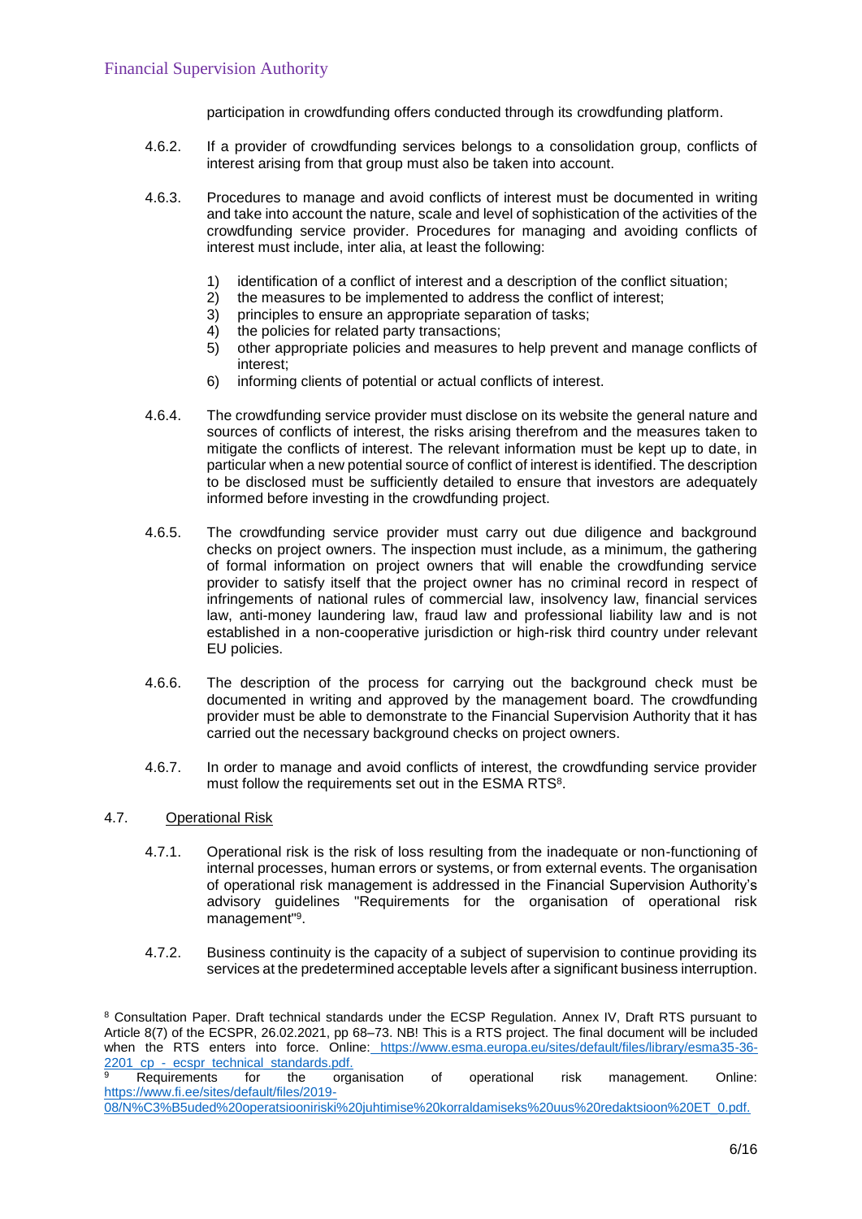participation in crowdfunding offers conducted through its crowdfunding platform.

4.6.2. If a provider of crowdfunding services belongs to a consolidation group, conflicts of interest arising from that group must also be taken into account.

4.6.3. Procedures to manage and avoid conflicts of interest must be documented in writing and take into account the nature, scale and level of sophistication of the activities of the crowdfunding service provider. Procedures for managing and avoiding conflicts of interest must include, inter alia, at least the following:

1) identification of a conflict of interest and a description of the conflict situation;
2) the measures to be implemented to address the conflict of interest;
3) principles to ensure an appropriate separation of tasks;
4) the policies for related party transactions;
5) other appropriate policies and measures to help prevent and manage conflicts of interest;
6) informing clients of potential or actual conflicts of interest.

4.6.4. The crowdfunding service provider must disclose on its website the general nature and sources of conflicts of interest, the risks arising therefrom and the measures taken to mitigate the conflicts of interest. The relevant information must be kept up to date, in particular when a new potential source of conflict of interest is identified. The description to be disclosed must be sufficiently detailed to ensure that investors are adequately informed before investing in the crowdfunding project.

4.6.5. The crowdfunding service provider must carry out due diligence and background checks on project owners. The inspection must include, as a minimum, the gathering of formal information on project owners that will enable the crowdfunding service provider to satisfy itself that the project owner has no criminal record in respect of infringements of national rules of commercial law, insolvency law, financial services law, anti-money laundering law, fraud law and professional liability law and is not established in a non-cooperative jurisdiction or high-risk third country under relevant EU policies.

4.6.6. The description of the process for carrying out the background check must be documented in writing and approved by the management board. The crowdfunding provider must be able to demonstrate to the Financial Supervision Authority that it has carried out the necessary background checks on project owners.

4.6.7. In order to manage and avoid conflicts of interest, the crowdfunding service provider must follow the requirements set out in the ESMA RTS[8].

## 4.7. Operational Risk

4.7.1. Operational risk is the risk of loss resulting from the inadequate or non-functioning of internal processes, human errors or systems, or from external events. The organisation of operational risk management is addressed in the Financial Supervision Authority's advisory guidelines "Requirements for the organisation of operational risk management"[9].

4.7.2. Business continuity is the capacity of a subject of supervision to continue providing its services at the predetermined acceptable levels after a significant business interruption.

---

[8] Consultation Paper. Draft technical standards under the ECSP Regulation. Annex IV, Draft RTS pursuant to Article 8(7) of the ECSPR, 26.02.2021, pp 68–73. NB! This is a RTS project. The final document will be included when the RTS enters into force. Online: https://www.esma.europa.eu/sites/default/files/library/esma35-36-2201_cp_-_ecspr_technical_standards.pdf.

[9] Requirements for the organisation of operational risk management. Online: https://www.fi.ee/sites/default/files/2019-08/N%C3%B5uded%20operatsiooniriski%20juhtimise%20korraldamiseks%20uus%20redaktsioon%20ET_0.pdf.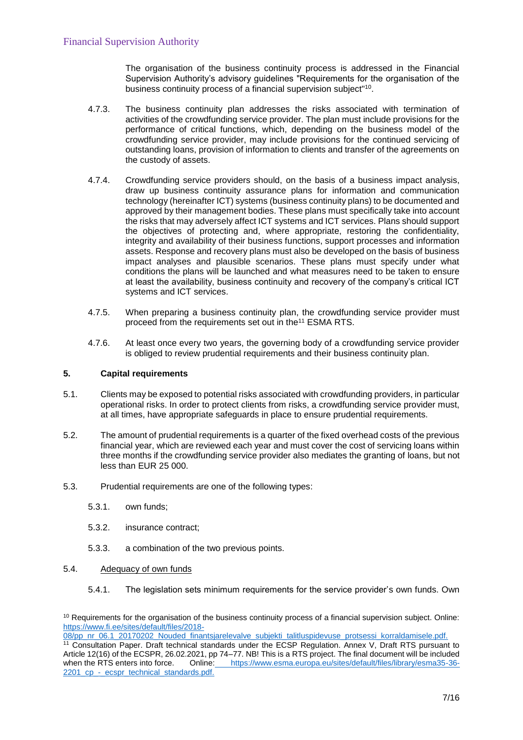The organisation of the business continuity process is addressed in the Financial Supervision Authority's advisory guidelines "Requirements for the organisation of the business continuity process of a financial supervision subject"[10].

4.7.3. The business continuity plan addresses the risks associated with termination of activities of the crowdfunding service provider. The plan must include provisions for the performance of critical functions, which, depending on the business model of the crowdfunding service provider, may include provisions for the continued servicing of outstanding loans, provision of information to clients and transfer of the agreements on the custody of assets.

4.7.4. Crowdfunding service providers should, on the basis of a business impact analysis, draw up business continuity assurance plans for information and communication technology (hereinafter ICT) systems (business continuity plans) to be documented and approved by their management bodies. These plans must specifically take into account the risks that may adversely affect ICT systems and ICT services. Plans should support the objectives of protecting and, where appropriate, restoring the confidentiality, integrity and availability of their business functions, support processes and information assets. Response and recovery plans must also be developed on the basis of business impact analyses and plausible scenarios. These plans must specify under what conditions the plans will be launched and what measures need to be taken to ensure at least the availability, business continuity and recovery of the company's critical ICT systems and ICT services.

4.7.5. When preparing a business continuity plan, the crowdfunding service provider must proceed from the requirements set out in the[11] ESMA RTS.

4.7.6. At least once every two years, the governing body of a crowdfunding service provider is obliged to review prudential requirements and their business continuity plan.

## 5. Capital requirements

5.1. Clients may be exposed to potential risks associated with crowdfunding providers, in particular operational risks. In order to protect clients from risks, a crowdfunding service provider must, at all times, have appropriate safeguards in place to ensure prudential requirements.

5.2. The amount of prudential requirements is a quarter of the fixed overhead costs of the previous financial year, which are reviewed each year and must cover the cost of servicing loans within three months if the crowdfunding service provider also mediates the granting of loans, but not less than EUR 25 000.

5.3. Prudential requirements are one of the following types:

5.3.1. own funds;

5.3.2. insurance contract;

5.3.3. a combination of the two previous points.

5.4. Adequacy of own funds

5.4.1. The legislation sets minimum requirements for the service provider's own funds. Own

---

[10] Requirements for the organisation of the business continuity process of a financial supervision subject. Online: https://www.fi.ee/sites/default/files/2018-08/pp_nr_06.1_20170202_Nouded_finantsjarelevalve_subjekti_talituspidevuse_protsessi_korraldamisele.pdf.

[11] Consultation Paper. Draft technical standards under the ECSP Regulation. Annex V, Draft RTS pursuant to Article 12(16) of the ECSPR, 26.02.2021, pp 74–77. NB! This is a RTS project. The final document will be included when the RTS enters into force. Online: https://www.esma.europa.eu/sites/default/files/library/esma35-36-2201_cp_-_ecspr_technical_standards.pdf.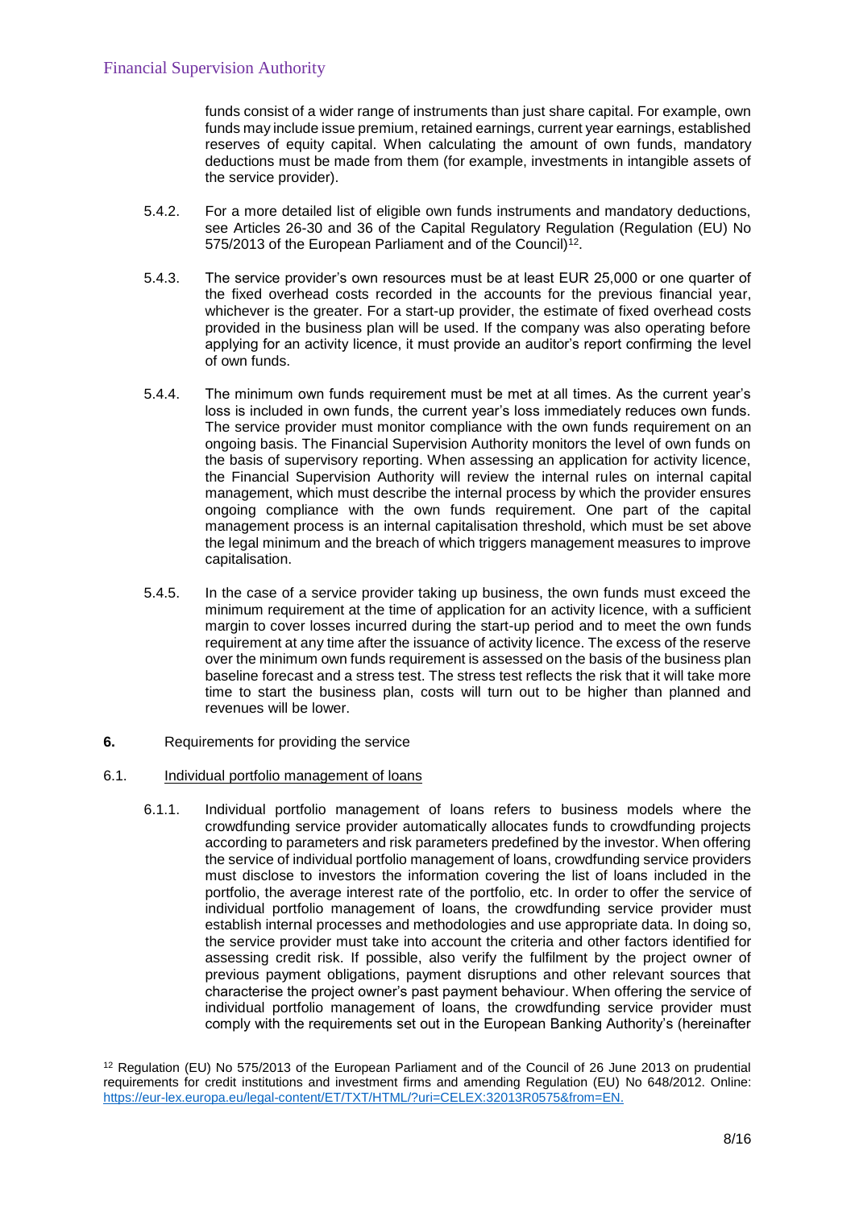funds consist of a wider range of instruments than just share capital. For example, own funds may include issue premium, retained earnings, current year earnings, established reserves of equity capital. When calculating the amount of own funds, mandatory deductions must be made from them (for example, investments in intangible assets of the service provider).

5.4.2. For a more detailed list of eligible own funds instruments and mandatory deductions, see Articles 26-30 and 36 of the Capital Regulatory Regulation (Regulation (EU) No 575/2013 of the European Parliament and of the Council)[12].

5.4.3. The service provider's own resources must be at least EUR 25,000 or one quarter of the fixed overhead costs recorded in the accounts for the previous financial year, whichever is the greater. For a start-up provider, the estimate of fixed overhead costs provided in the business plan will be used. If the company was also operating before applying for an activity licence, it must provide an auditor's report confirming the level of own funds.

5.4.4. The minimum own funds requirement must be met at all times. As the current year's loss is included in own funds, the current year's loss immediately reduces own funds. The service provider must monitor compliance with the own funds requirement on an ongoing basis. The Financial Supervision Authority monitors the level of own funds on the basis of supervisory reporting. When assessing an application for activity licence, the Financial Supervision Authority will review the internal rules on internal capital management, which must describe the internal process by which the provider ensures ongoing compliance with the own funds requirement. One part of the capital management process is an internal capitalisation threshold, which must be set above the legal minimum and the breach of which triggers management measures to improve capitalisation.

5.4.5. In the case of a service provider taking up business, the own funds must exceed the minimum requirement at the time of application for an activity licence, with a sufficient margin to cover losses incurred during the start-up period and to meet the own funds requirement at any time after the issuance of activity licence. The excess of the reserve over the minimum own funds requirement is assessed on the basis of the business plan baseline forecast and a stress test. The stress test reflects the risk that it will take more time to start the business plan, costs will turn out to be higher than planned and revenues will be lower.

## 6. Requirements for providing the service

### 6.1. Individual portfolio management of loans

6.1.1. Individual portfolio management of loans refers to business models where the crowdfunding service provider automatically allocates funds to crowdfunding projects according to parameters and risk parameters predefined by the investor. When offering the service of individual portfolio management of loans, crowdfunding service providers must disclose to investors the information covering the list of loans included in the portfolio, the average interest rate of the portfolio, etc. In order to offer the service of individual portfolio management of loans, the crowdfunding service provider must establish internal processes and methodologies and use appropriate data. In doing so, the service provider must take into account the criteria and other factors identified for assessing credit risk. If possible, also verify the fulfilment by the project owner of previous payment obligations, payment disruptions and other relevant sources that characterise the project owner's past payment behaviour. When offering the service of individual portfolio management of loans, the crowdfunding service provider must comply with the requirements set out in the European Banking Authority's (hereinafter

[12] Regulation (EU) No 575/2013 of the European Parliament and of the Council of 26 June 2013 on prudential requirements for credit institutions and investment firms and amending Regulation (EU) No 648/2012. Online: https://eur-lex.europa.eu/legal-content/ET/TXT/HTML/?uri=CELEX:32013R0575&from=EN.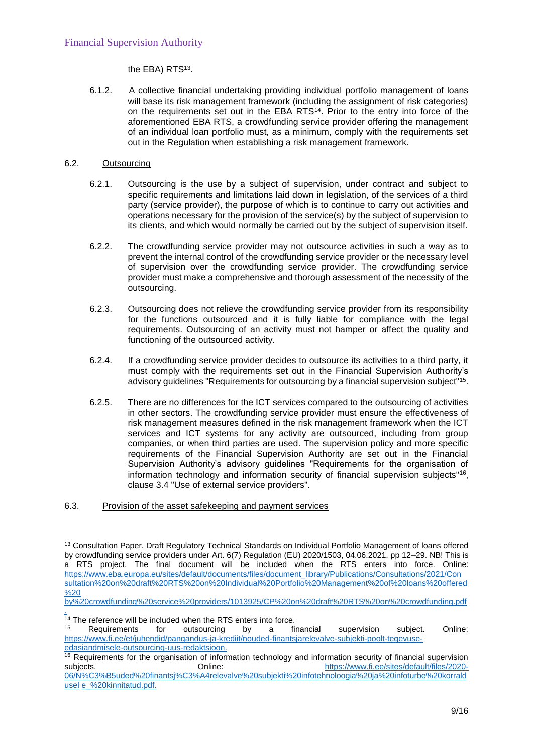the EBA) RTS[13].

6.1.2. A collective financial undertaking providing individual portfolio management of loans will base its risk management framework (including the assignment of risk categories) on the requirements set out in the EBA RTS[14]. Prior to the entry into force of the aforementioned EBA RTS, a crowdfunding service provider offering the management of an individual loan portfolio must, as a minimum, comply with the requirements set out in the Regulation when establishing a risk management framework.

## 6.2. Outsourcing

6.2.1. Outsourcing is the use by a subject of supervision, under contract and subject to specific requirements and limitations laid down in legislation, of the services of a third party (service provider), the purpose of which is to continue to carry out activities and operations necessary for the provision of the service(s) by the subject of supervision to its clients, and which would normally be carried out by the subject of supervision itself.

6.2.2. The crowdfunding service provider may not outsource activities in such a way as to prevent the internal control of the crowdfunding service provider or the necessary level of supervision over the crowdfunding service provider. The crowdfunding service provider must make a comprehensive and thorough assessment of the necessity of the outsourcing.

6.2.3. Outsourcing does not relieve the crowdfunding service provider from its responsibility for the functions outsourced and it is fully liable for compliance with the legal requirements. Outsourcing of an activity must not hamper or affect the quality and functioning of the outsourced activity.

6.2.4. If a crowdfunding service provider decides to outsource its activities to a third party, it must comply with the requirements set out in the Financial Supervision Authority's advisory guidelines "Requirements for outsourcing by a financial supervision subject"[15].

6.2.5. There are no differences for the ICT services compared to the outsourcing of activities in other sectors. The crowdfunding service provider must ensure the effectiveness of risk management measures defined in the risk management framework when the ICT services and ICT systems for any activity are outsourced, including from group companies, or when third parties are used. The supervision policy and more specific requirements of the Financial Supervision Authority are set out in the Financial Supervision Authority's advisory guidelines "Requirements for the organisation of information technology and information security of financial supervision subjects"[16], clause 3.4 "Use of external service providers".

## 6.3. Provision of the asset safekeeping and payment services

---

[13] Consultation Paper. Draft Regulatory Technical Standards on Individual Portfolio Management of loans offered by crowdfunding service providers under Art. 6(7) Regulation (EU) 2020/1503, 04.06.2021, pp 12–29. NB! This is a RTS project. The final document will be included when the RTS enters into force. Online: https://www.eba.europa.eu/sites/default/documents/files/document_library/Publications/Consultations/2021/Consultation%20on%20draft%20RTS%20on%20Individual%20Portfolio%20Management%20of%20loans%20offered%20by%20crowdfunding%20service%20providers/1013925/CP%20on%20draft%20RTS%20on%20crowdfunding.pdf.

[14] The reference will be included when the RTS enters into force.

[15] Requirements for outsourcing by a financial supervision subject. Online: https://www.fi.ee/et/juhendid/pangandus-ja-krediit/nouded-finantsjarelevalve-subjekti-poolt-tegevuse-edasiandmisele-outsourcing-uus-redaktsioon.

[16] Requirements for the organisation of information technology and information security of financial supervision subjects. Online: https://www.fi.ee/sites/default/files/2020-06/N%C3%B5uded%20finantsj%C3%A4relevalve%20subjekti%20infotehnoloogia%20ja%20infoturbe%20korralduse_%20kinnitatud.pdf.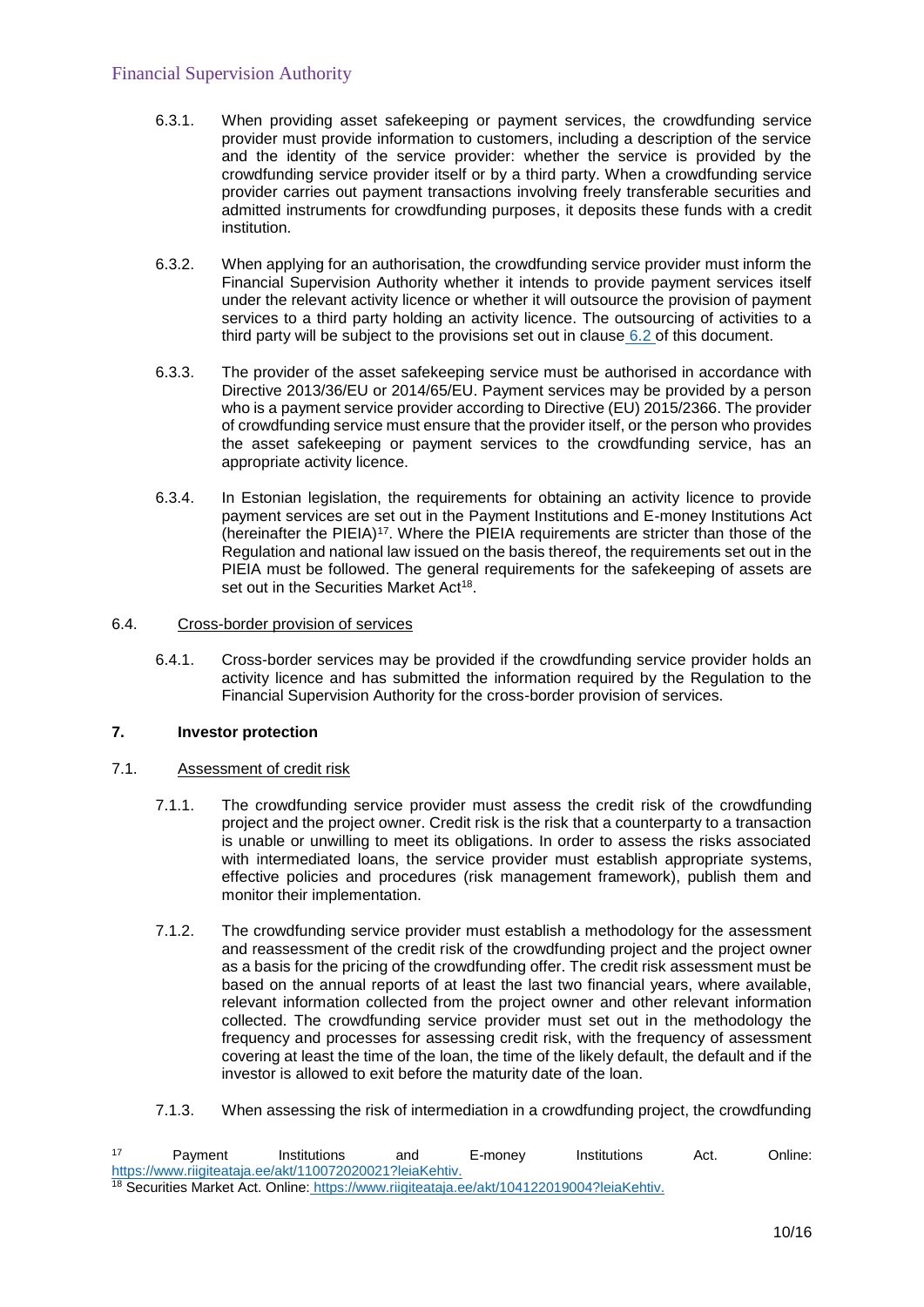6.3.1. When providing asset safekeeping or payment services, the crowdfunding service provider must provide information to customers, including a description of the service and the identity of the service provider: whether the service is provided by the crowdfunding service provider itself or by a third party. When a crowdfunding service provider carries out payment transactions involving freely transferable securities and admitted instruments for crowdfunding purposes, it deposits these funds with a credit institution.

6.3.2. When applying for an authorisation, the crowdfunding service provider must inform the Financial Supervision Authority whether it intends to provide payment services itself under the relevant activity licence or whether it will outsource the provision of payment services to a third party holding an activity licence. The outsourcing of activities to a third party will be subject to the provisions set out in clause 6.2 of this document.

6.3.3. The provider of the asset safekeeping service must be authorised in accordance with Directive 2013/36/EU or 2014/65/EU. Payment services may be provided by a person who is a payment service provider according to Directive (EU) 2015/2366. The provider of crowdfunding service must ensure that the provider itself, or the person who provides the asset safekeeping or payment services to the crowdfunding service, has an appropriate activity licence.

6.3.4. In Estonian legislation, the requirements for obtaining an activity licence to provide payment services are set out in the Payment Institutions and E-money Institutions Act (hereinafter the PIEIA)[17]. Where the PIEIA requirements are stricter than those of the Regulation and national law issued on the basis thereof, the requirements set out in the PIEIA must be followed. The general requirements for the safekeeping of assets are set out in the Securities Market Act[18].

6.4. Cross-border provision of services

6.4.1. Cross-border services may be provided if the crowdfunding service provider holds an activity licence and has submitted the information required by the Regulation to the Financial Supervision Authority for the cross-border provision of services.

## 7. Investor protection

7.1. Assessment of credit risk

7.1.1. The crowdfunding service provider must assess the credit risk of the crowdfunding project and the project owner. Credit risk is the risk that a counterparty to a transaction is unable or unwilling to meet its obligations. In order to assess the risks associated with intermediated loans, the service provider must establish appropriate systems, effective policies and procedures (risk management framework), publish them and monitor their implementation.

7.1.2. The crowdfunding service provider must establish a methodology for the assessment and reassessment of the credit risk of the crowdfunding project and the project owner as a basis for the pricing of the crowdfunding offer. The credit risk assessment must be based on the annual reports of at least the last two financial years, where available, relevant information collected from the project owner and other relevant information collected. The crowdfunding service provider must set out in the methodology the frequency and processes for assessing credit risk, with the frequency of assessment covering at least the time of the loan, the time of the likely default, the default and if the investor is allowed to exit before the maturity date of the loan.

7.1.3. When assessing the risk of intermediation in a crowdfunding project, the crowdfunding

[17] Payment Institutions and E-money Institutions Act. Online: https://www.riigiteataja.ee/akt/110072020021?leiaKehtiv.

[18] Securities Market Act. Online: https://www.riigiteataja.ee/akt/104122019004?leiaKehtiv.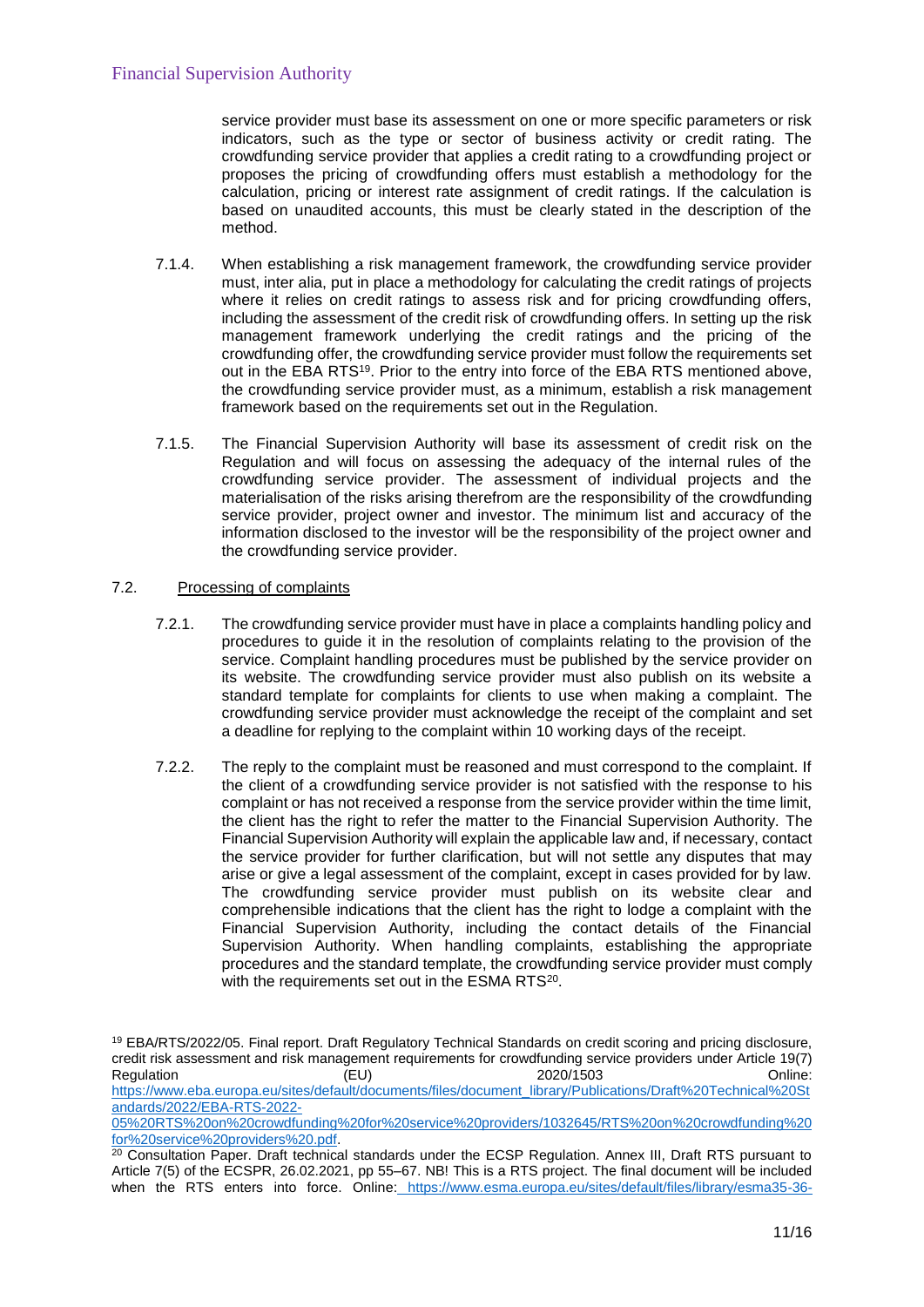service provider must base its assessment on one or more specific parameters or risk indicators, such as the type or sector of business activity or credit rating. The crowdfunding service provider that applies a credit rating to a crowdfunding project or proposes the pricing of crowdfunding offers must establish a methodology for the calculation, pricing or interest rate assignment of credit ratings. If the calculation is based on unaudited accounts, this must be clearly stated in the description of the method.

7.1.4. When establishing a risk management framework, the crowdfunding service provider must, inter alia, put in place a methodology for calculating the credit ratings of projects where it relies on credit ratings to assess risk and for pricing crowdfunding offers, including the assessment of the credit risk of crowdfunding offers. In setting up the risk management framework underlying the credit ratings and the pricing of the crowdfunding offer, the crowdfunding service provider must follow the requirements set out in the EBA RTS[19]. Prior to the entry into force of the EBA RTS mentioned above, the crowdfunding service provider must, as a minimum, establish a risk management framework based on the requirements set out in the Regulation.

7.1.5. The Financial Supervision Authority will base its assessment of credit risk on the Regulation and will focus on assessing the adequacy of the internal rules of the crowdfunding service provider. The assessment of individual projects and the materialisation of the risks arising therefrom are the responsibility of the crowdfunding service provider, project owner and investor. The minimum list and accuracy of the information disclosed to the investor will be the responsibility of the project owner and the crowdfunding service provider.

## 7.2. Processing of complaints

7.2.1. The crowdfunding service provider must have in place a complaints handling policy and procedures to guide it in the resolution of complaints relating to the provision of the service. Complaint handling procedures must be published by the service provider on its website. The crowdfunding service provider must also publish on its website a standard template for complaints for clients to use when making a complaint. The crowdfunding service provider must acknowledge the receipt of the complaint and set a deadline for replying to the complaint within 10 working days of the receipt.

7.2.2. The reply to the complaint must be reasoned and must correspond to the complaint. If the client of a crowdfunding service provider is not satisfied with the response to his complaint or has not received a response from the service provider within the time limit, the client has the right to refer the matter to the Financial Supervision Authority. The Financial Supervision Authority will explain the applicable law and, if necessary, contact the service provider for further clarification, but will not settle any disputes that may arise or give a legal assessment of the complaint, except in cases provided for by law. The crowdfunding service provider must publish on its website clear and comprehensible indications that the client has the right to lodge a complaint with the Financial Supervision Authority, including the contact details of the Financial Supervision Authority. When handling complaints, establishing the appropriate procedures and the standard template, the crowdfunding service provider must comply with the requirements set out in the ESMA RTS[20].

---

[19] EBA/RTS/2022/05. Final report. Draft Regulatory Technical Standards on credit scoring and pricing disclosure, credit risk assessment and risk management requirements for crowdfunding service providers under Article 19(7) Regulation (EU) 2020/1503 Online: https://www.eba.europa.eu/sites/default/documents/files/document_library/Publications/Draft%20Technical%20Standards/2022/EBA-RTS-2022-05%20RTS%20on%20crowdfunding%20for%20service%20providers/1032645/RTS%20on%20crowdfunding%20for%20service%20providers%20.pdf.

[20] Consultation Paper. Draft technical standards under the ECSP Regulation. Annex III, Draft RTS pursuant to Article 7(5) of the ECSPR, 26.02.2021, pp 55–67. NB! This is a RTS project. The final document will be included when the RTS enters into force. Online: https://www.esma.europa.eu/sites/default/files/library/esma35-36-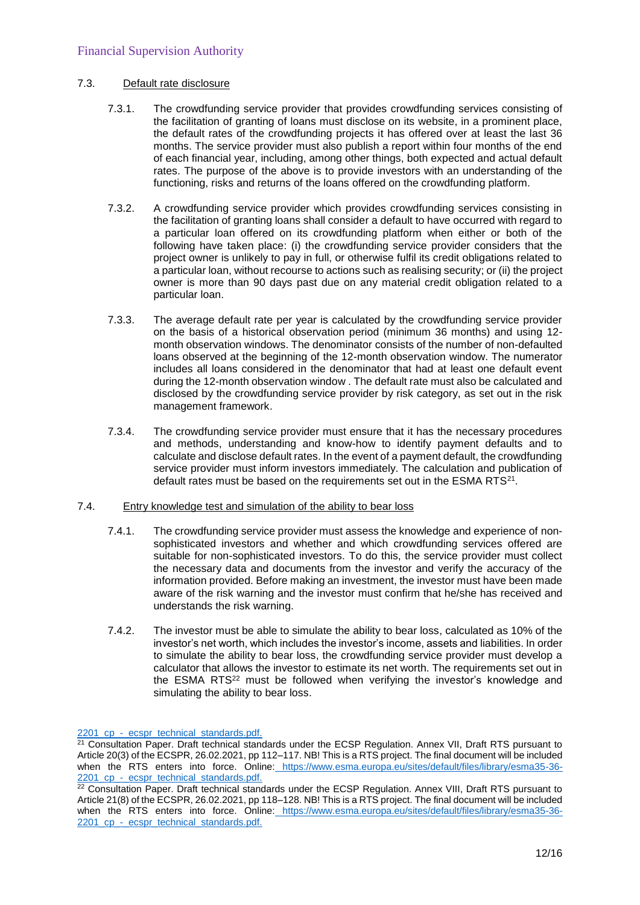## 7.3. Default rate disclosure

7.3.1. The crowdfunding service provider that provides crowdfunding services consisting of the facilitation of granting of loans must disclose on its website, in a prominent place, the default rates of the crowdfunding projects it has offered over at least the last 36 months. The service provider must also publish a report within four months of the end of each financial year, including, among other things, both expected and actual default rates. The purpose of the above is to provide investors with an understanding of the functioning, risks and returns of the loans offered on the crowdfunding platform.

7.3.2. A crowdfunding service provider which provides crowdfunding services consisting in the facilitation of granting loans shall consider a default to have occurred with regard to a particular loan offered on its crowdfunding platform when either or both of the following have taken place: (i) the crowdfunding service provider considers that the project owner is unlikely to pay in full, or otherwise fulfil its credit obligations related to a particular loan, without recourse to actions such as realising security; or (ii) the project owner is more than 90 days past due on any material credit obligation related to a particular loan.

7.3.3. The average default rate per year is calculated by the crowdfunding service provider on the basis of a historical observation period (minimum 36 months) and using 12-month observation windows. The denominator consists of the number of non-defaulted loans observed at the beginning of the 12-month observation window. The numerator includes all loans considered in the denominator that had at least one default event during the 12-month observation window . The default rate must also be calculated and disclosed by the crowdfunding service provider by risk category, as set out in the risk management framework.

7.3.4. The crowdfunding service provider must ensure that it has the necessary procedures and methods, understanding and know-how to identify payment defaults and to calculate and disclose default rates. In the event of a payment default, the crowdfunding service provider must inform investors immediately. The calculation and publication of default rates must be based on the requirements set out in the ESMA RTS[21].

## 7.4. Entry knowledge test and simulation of the ability to bear loss

7.4.1. The crowdfunding service provider must assess the knowledge and experience of non-sophisticated investors and whether and which crowdfunding services offered are suitable for non-sophisticated investors. To do this, the service provider must collect the necessary data and documents from the investor and verify the accuracy of the information provided. Before making an investment, the investor must have been made aware of the risk warning and the investor must confirm that he/she has received and understands the risk warning.

7.4.2. The investor must be able to simulate the ability to bear loss, calculated as 10% of the investor's net worth, which includes the investor's income, assets and liabilities. In order to simulate the ability to bear loss, the crowdfunding service provider must develop a calculator that allows the investor to estimate its net worth. The requirements set out in the ESMA RTS[22] must be followed when verifying the investor's knowledge and simulating the ability to bear loss.

---

2201_cp_-_ecspr_technical_standards.pdf.

[21] Consultation Paper. Draft technical standards under the ECSP Regulation. Annex VII, Draft RTS pursuant to Article 20(3) of the ECSPR, 26.02.2021, pp 112–117. NB! This is a RTS project. The final document will be included when the RTS enters into force. Online: https://www.esma.europa.eu/sites/default/files/library/esma35-36-2201_cp_-_ecspr_technical_standards.pdf.

[22] Consultation Paper. Draft technical standards under the ECSP Regulation. Annex VIII, Draft RTS pursuant to Article 21(8) of the ECSPR, 26.02.2021, pp 118–128. NB! This is a RTS project. The final document will be included when the RTS enters into force. Online: https://www.esma.europa.eu/sites/default/files/library/esma35-36-2201_cp_-_ecspr_technical_standards.pdf.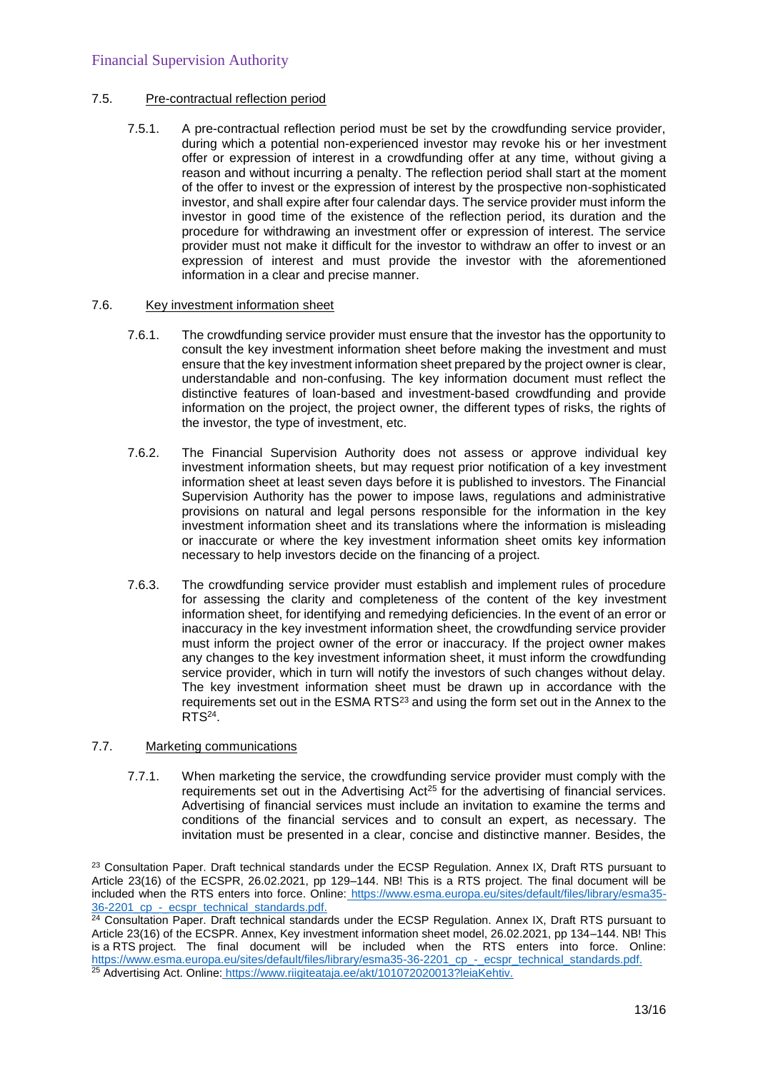### 7.5. Pre-contractual reflection period

7.5.1. A pre-contractual reflection period must be set by the crowdfunding service provider, during which a potential non-experienced investor may revoke his or her investment offer or expression of interest in a crowdfunding offer at any time, without giving a reason and without incurring a penalty. The reflection period shall start at the moment of the offer to invest or the expression of interest by the prospective non-sophisticated investor, and shall expire after four calendar days. The service provider must inform the investor in good time of the existence of the reflection period, its duration and the procedure for withdrawing an investment offer or expression of interest. The service provider must not make it difficult for the investor to withdraw an offer to invest or an expression of interest and must provide the investor with the aforementioned information in a clear and precise manner.

### 7.6. Key investment information sheet

7.6.1. The crowdfunding service provider must ensure that the investor has the opportunity to consult the key investment information sheet before making the investment and must ensure that the key investment information sheet prepared by the project owner is clear, understandable and non-confusing. The key information document must reflect the distinctive features of loan-based and investment-based crowdfunding and provide information on the project, the project owner, the different types of risks, the rights of the investor, the type of investment, etc.

7.6.2. The Financial Supervision Authority does not assess or approve individual key investment information sheets, but may request prior notification of a key investment information sheet at least seven days before it is published to investors. The Financial Supervision Authority has the power to impose laws, regulations and administrative provisions on natural and legal persons responsible for the information in the key investment information sheet and its translations where the information is misleading or inaccurate or where the key investment information sheet omits key information necessary to help investors decide on the financing of a project.

7.6.3. The crowdfunding service provider must establish and implement rules of procedure for assessing the clarity and completeness of the content of the key investment information sheet, for identifying and remedying deficiencies. In the event of an error or inaccuracy in the key investment information sheet, the crowdfunding service provider must inform the project owner of the error or inaccuracy. If the project owner makes any changes to the key investment information sheet, it must inform the crowdfunding service provider, which in turn will notify the investors of such changes without delay. The key investment information sheet must be drawn up in accordance with the requirements set out in the ESMA RTS[23] and using the form set out in the Annex to the RTS[24].

### 7.7. Marketing communications

7.7.1. When marketing the service, the crowdfunding service provider must comply with the requirements set out in the Advertising Act[25] for the advertising of financial services. Advertising of financial services must include an invitation to examine the terms and conditions of the financial services and to consult an expert, as necessary. The invitation must be presented in a clear, concise and distinctive manner. Besides, the

---

[23] Consultation Paper. Draft technical standards under the ECSP Regulation. Annex IX, Draft RTS pursuant to Article 23(16) of the ECSPR, 26.02.2021, pp 129–144. NB! This is a RTS project. The final document will be included when the RTS enters into force. Online: https://www.esma.europa.eu/sites/default/files/library/esma35-36-2201_cp_-_ecspr_technical_standards.pdf.

[24] Consultation Paper. Draft technical standards under the ECSP Regulation. Annex IX, Draft RTS pursuant to Article 23(16) of the ECSPR. Annex, Key investment information sheet model, 26.02.2021, pp 134–144. NB! This is a RTS project. The final document will be included when the RTS enters into force. Online: https://www.esma.europa.eu/sites/default/files/library/esma35-36-2201_cp_-_ecspr_technical_standards.pdf.

[25] Advertising Act. Online: https://www.riigiteataja.ee/akt/101072020013?leiaKehtiv.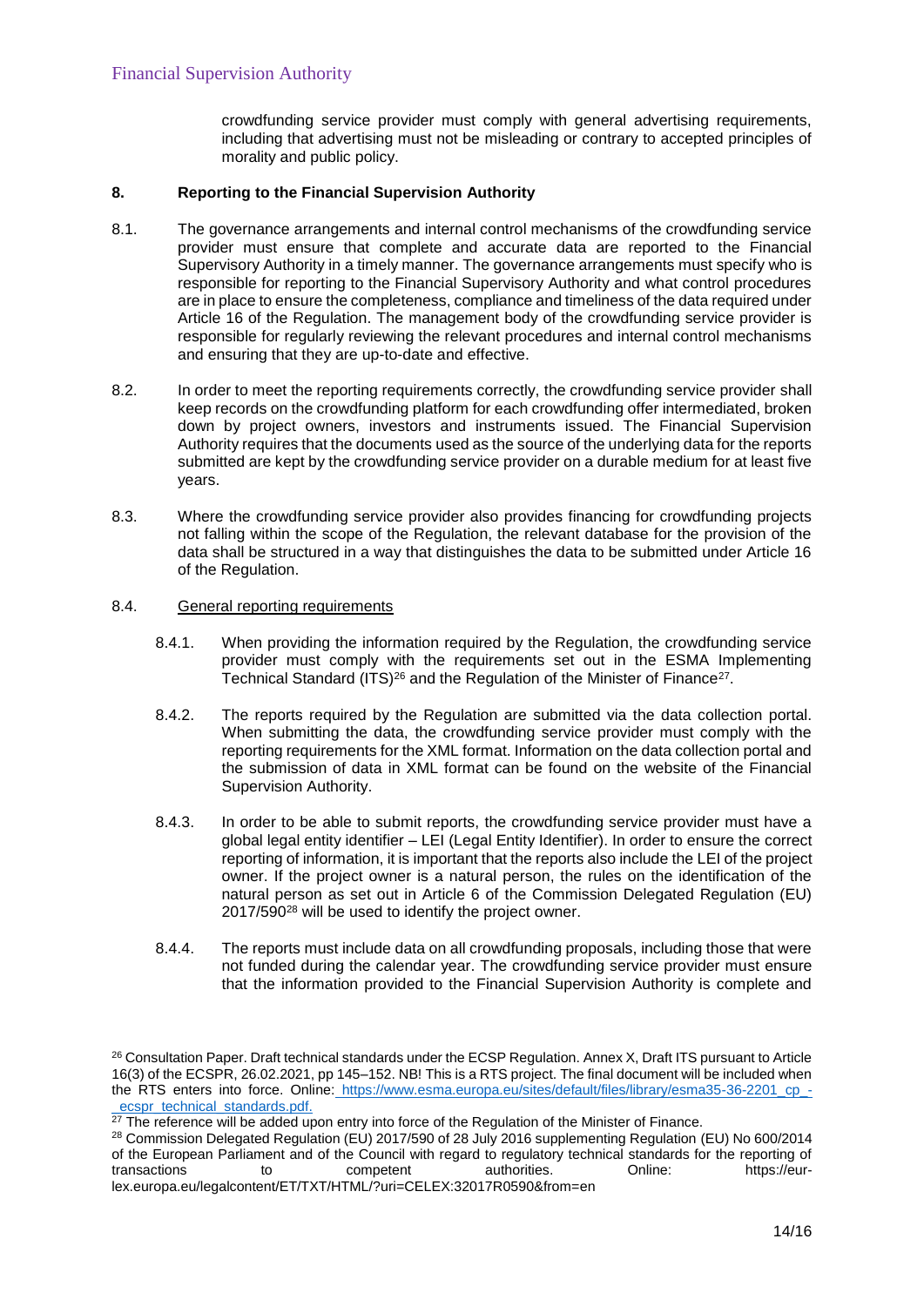crowdfunding service provider must comply with general advertising requirements, including that advertising must not be misleading or contrary to accepted principles of morality and public policy.

## 8. Reporting to the Financial Supervision Authority

8.1. The governance arrangements and internal control mechanisms of the crowdfunding service provider must ensure that complete and accurate data are reported to the Financial Supervisory Authority in a timely manner. The governance arrangements must specify who is responsible for reporting to the Financial Supervisory Authority and what control procedures are in place to ensure the completeness, compliance and timeliness of the data required under Article 16 of the Regulation. The management body of the crowdfunding service provider is responsible for regularly reviewing the relevant procedures and internal control mechanisms and ensuring that they are up-to-date and effective.

8.2. In order to meet the reporting requirements correctly, the crowdfunding service provider shall keep records on the crowdfunding platform for each crowdfunding offer intermediated, broken down by project owners, investors and instruments issued. The Financial Supervision Authority requires that the documents used as the source of the underlying data for the reports submitted are kept by the crowdfunding service provider on a durable medium for at least five years.

8.3. Where the crowdfunding service provider also provides financing for crowdfunding projects not falling within the scope of the Regulation, the relevant database for the provision of the data shall be structured in a way that distinguishes the data to be submitted under Article 16 of the Regulation.

8.4. General reporting requirements

8.4.1. When providing the information required by the Regulation, the crowdfunding service provider must comply with the requirements set out in the ESMA Implementing Technical Standard (ITS)[26] and the Regulation of the Minister of Finance[27].

8.4.2. The reports required by the Regulation are submitted via the data collection portal. When submitting the data, the crowdfunding service provider must comply with the reporting requirements for the XML format. Information on the data collection portal and the submission of data in XML format can be found on the website of the Financial Supervision Authority.

8.4.3. In order to be able to submit reports, the crowdfunding service provider must have a global legal entity identifier – LEI (Legal Entity Identifier). In order to ensure the correct reporting of information, it is important that the reports also include the LEI of the project owner. If the project owner is a natural person, the rules on the identification of the natural person as set out in Article 6 of the Commission Delegated Regulation (EU) 2017/590[28] will be used to identify the project owner.

8.4.4. The reports must include data on all crowdfunding proposals, including those that were not funded during the calendar year. The crowdfunding service provider must ensure that the information provided to the Financial Supervision Authority is complete and

---

[26] Consultation Paper. Draft technical standards under the ECSP Regulation. Annex X, Draft ITS pursuant to Article 16(3) of the ECSPR, 26.02.2021, pp 145–152. NB! This is a RTS project. The final document will be included when the RTS enters into force. Online: https://www.esma.europa.eu/sites/default/files/library/esma35-36-2201_cp_-_ecspr_technical_standards.pdf.

[27] The reference will be added upon entry into force of the Regulation of the Minister of Finance.

[28] Commission Delegated Regulation (EU) 2017/590 of 28 July 2016 supplementing Regulation (EU) No 600/2014 of the European Parliament and of the Council with regard to regulatory technical standards for the reporting of transactions to competent authorities. Online: https://eur-lex.europa.eu/legalcontent/ET/TXT/HTML/?uri=CELEX:32017R0590&from=en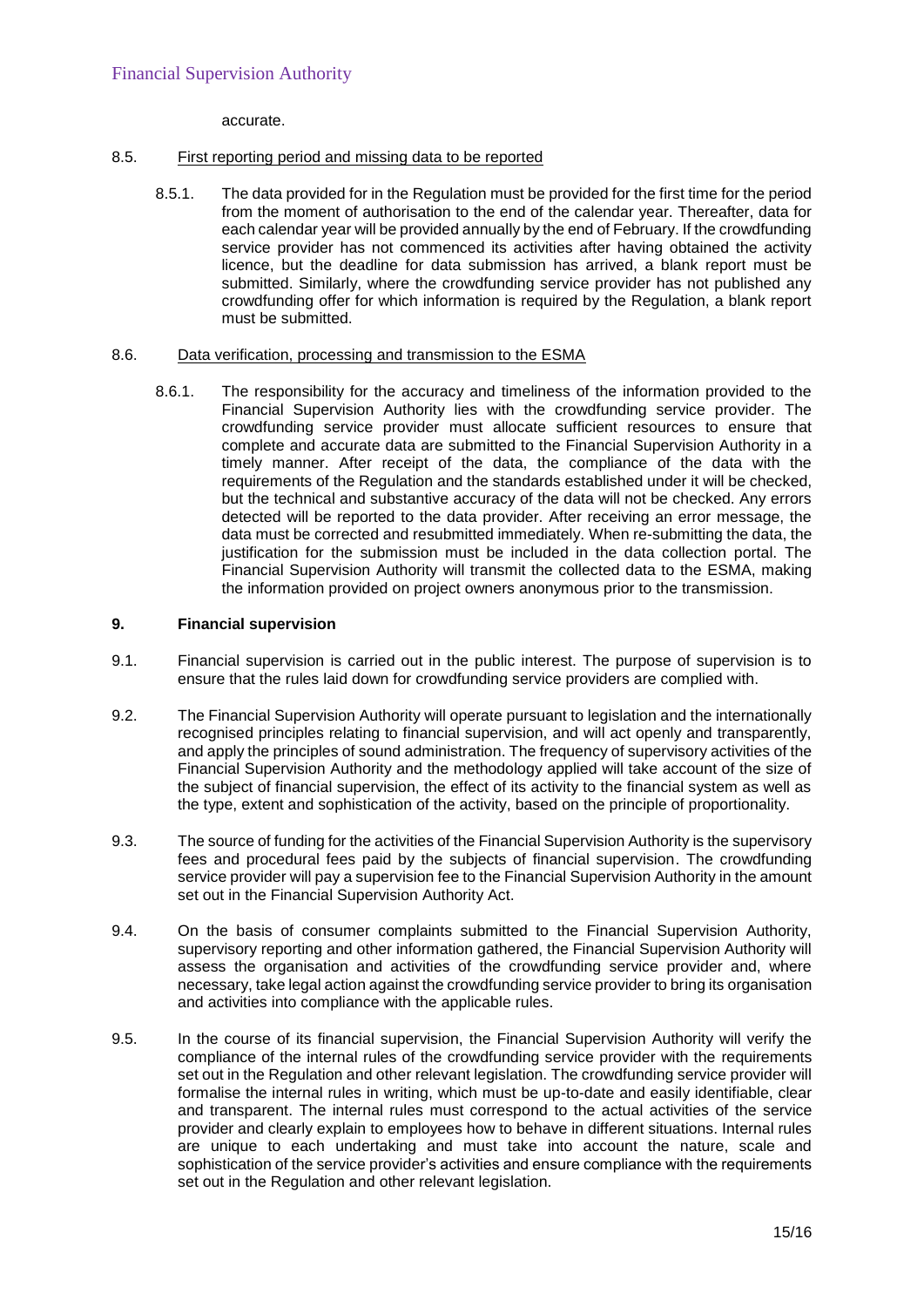accurate.

8.5. First reporting period and missing data to be reported

8.5.1. The data provided for in the Regulation must be provided for the first time for the period from the moment of authorisation to the end of the calendar year. Thereafter, data for each calendar year will be provided annually by the end of February. If the crowdfunding service provider has not commenced its activities after having obtained the activity licence, but the deadline for data submission has arrived, a blank report must be submitted. Similarly, where the crowdfunding service provider has not published any crowdfunding offer for which information is required by the Regulation, a blank report must be submitted.

8.6. Data verification, processing and transmission to the ESMA

8.6.1. The responsibility for the accuracy and timeliness of the information provided to the Financial Supervision Authority lies with the crowdfunding service provider. The crowdfunding service provider must allocate sufficient resources to ensure that complete and accurate data are submitted to the Financial Supervision Authority in a timely manner. After receipt of the data, the compliance of the data with the requirements of the Regulation and the standards established under it will be checked, but the technical and substantive accuracy of the data will not be checked. Any errors detected will be reported to the data provider. After receiving an error message, the data must be corrected and resubmitted immediately. When re-submitting the data, the justification for the submission must be included in the data collection portal. The Financial Supervision Authority will transmit the collected data to the ESMA, making the information provided on project owners anonymous prior to the transmission.

## 9. Financial supervision

9.1. Financial supervision is carried out in the public interest. The purpose of supervision is to ensure that the rules laid down for crowdfunding service providers are complied with.

9.2. The Financial Supervision Authority will operate pursuant to legislation and the internationally recognised principles relating to financial supervision, and will act openly and transparently, and apply the principles of sound administration. The frequency of supervisory activities of the Financial Supervision Authority and the methodology applied will take account of the size of the subject of financial supervision, the effect of its activity to the financial system as well as the type, extent and sophistication of the activity, based on the principle of proportionality.

9.3. The source of funding for the activities of the Financial Supervision Authority is the supervisory fees and procedural fees paid by the subjects of financial supervision. The crowdfunding service provider will pay a supervision fee to the Financial Supervision Authority in the amount set out in the Financial Supervision Authority Act.

9.4. On the basis of consumer complaints submitted to the Financial Supervision Authority, supervisory reporting and other information gathered, the Financial Supervision Authority will assess the organisation and activities of the crowdfunding service provider and, where necessary, take legal action against the crowdfunding service provider to bring its organisation and activities into compliance with the applicable rules.

9.5. In the course of its financial supervision, the Financial Supervision Authority will verify the compliance of the internal rules of the crowdfunding service provider with the requirements set out in the Regulation and other relevant legislation. The crowdfunding service provider will formalise the internal rules in writing, which must be up-to-date and easily identifiable, clear and transparent. The internal rules must correspond to the actual activities of the service provider and clearly explain to employees how to behave in different situations. Internal rules are unique to each undertaking and must take into account the nature, scale and sophistication of the service provider's activities and ensure compliance with the requirements set out in the Regulation and other relevant legislation.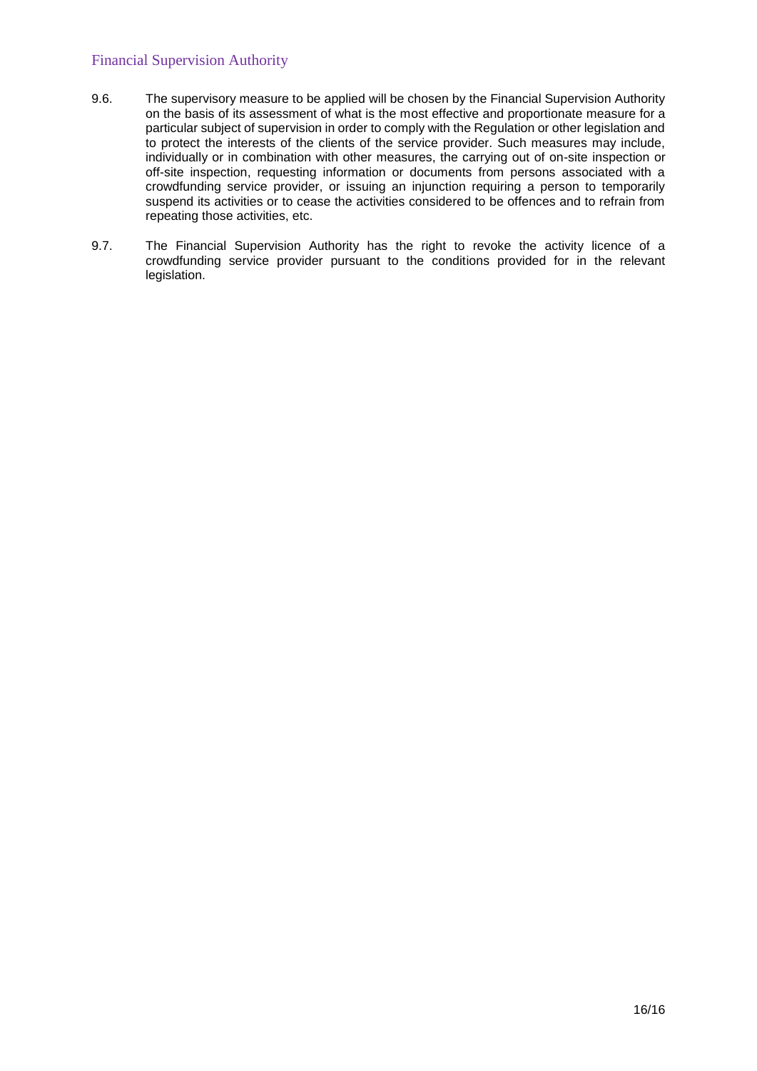9.6. The supervisory measure to be applied will be chosen by the Financial Supervision Authority on the basis of its assessment of what is the most effective and proportionate measure for a particular subject of supervision in order to comply with the Regulation or other legislation and to protect the interests of the clients of the service provider. Such measures may include, individually or in combination with other measures, the carrying out of on-site inspection or off-site inspection, requesting information or documents from persons associated with a crowdfunding service provider, or issuing an injunction requiring a person to temporarily suspend its activities or to cease the activities considered to be offences and to refrain from repeating those activities, etc.

9.7. The Financial Supervision Authority has the right to revoke the activity licence of a crowdfunding service provider pursuant to the conditions provided for in the relevant legislation.